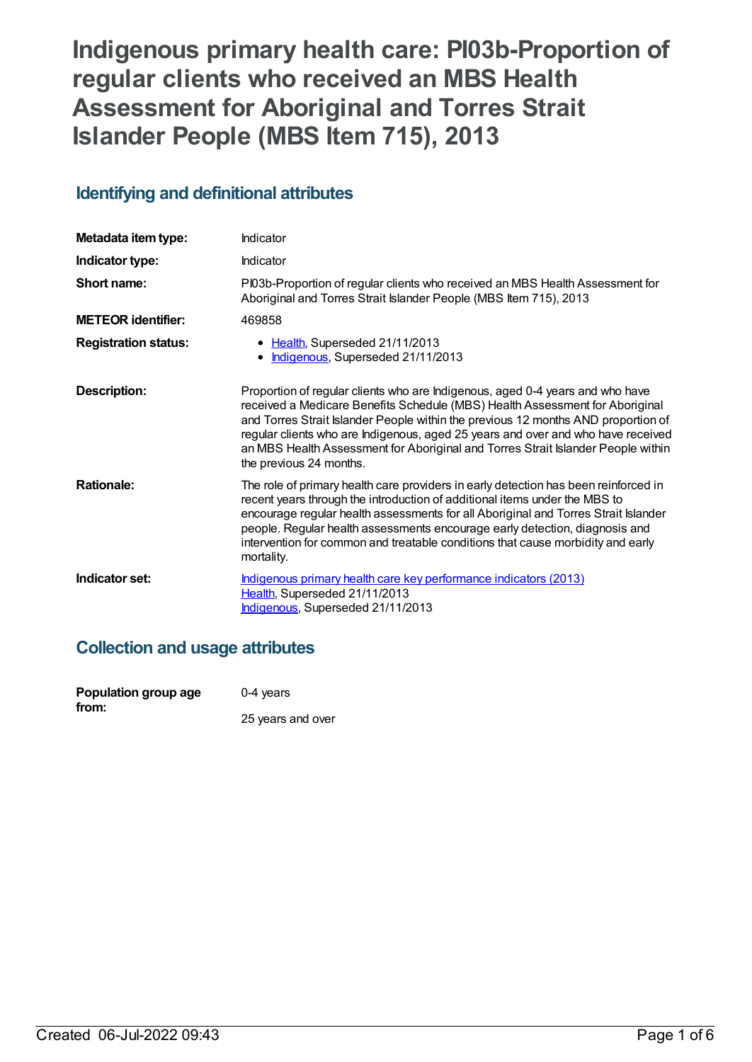# Indigenous primary health care: PI03b-Proportion of regular clients who received an MBS Health Assessment for Aboriginal and Torres Strait Islander People (MBS Item 715), 2013

## Identifying and definitional attributes

| | |
|---|---|
| **Metadata item type:** | Indicator |
| **Indicator type:** | Indicator |
| **Short name:** | PI03b-Proportion of regular clients who received an MBS Health Assessment for Aboriginal and Torres Strait Islander People (MBS Item 715), 2013 |
| **METEOR identifier:** | 469858 |
| **Registration status:** | - Health, Superseded 21/11/2013<br>- Indigenous, Superseded 21/11/2013 |
| **Description:** | Proportion of regular clients who are Indigenous, aged 0-4 years and who have received a Medicare Benefits Schedule (MBS) Health Assessment for Aboriginal and Torres Strait Islander People within the previous 12 months AND proportion of regular clients who are Indigenous, aged 25 years and over and who have received an MBS Health Assessment for Aboriginal and Torres Strait Islander People within the previous 24 months. |
| **Rationale:** | The role of primary health care providers in early detection has been reinforced in recent years through the introduction of additional items under the MBS to encourage regular health assessments for all Aboriginal and Torres Strait Islander people. Regular health assessments encourage early detection, diagnosis and intervention for common and treatable conditions that cause morbidity and early mortality. |
| **Indicator set:** | Indigenous primary health care key performance indicators (2013)<br>Health, Superseded 21/11/2013<br>Indigenous, Superseded 21/11/2013 |

## Collection and usage attributes

| | |
|---|---|
| **Population group age from:** | 0-4 years<br><br>25 years and over |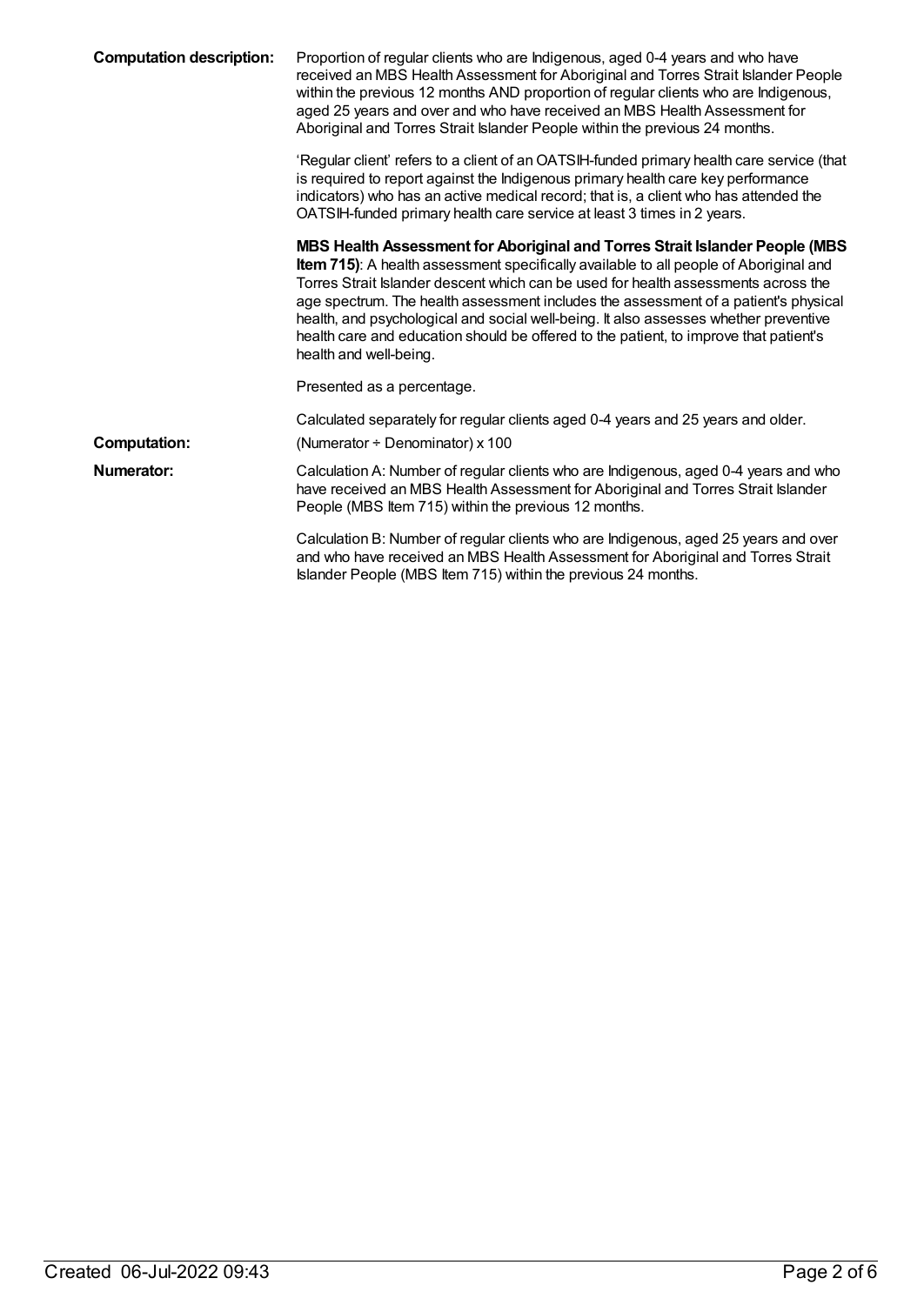**Computation description:** Proportion of regular clients who are Indigenous, aged 0-4 years and who have received an MBS Health Assessment for Aboriginal and Torres Strait Islander People within the previous 12 months AND proportion of regular clients who are Indigenous, aged 25 years and over and who have received an MBS Health Assessment for Aboriginal and Torres Strait Islander People within the previous 24 months.

'Regular client' refers to a client of an OATSIH-funded primary health care service (that is required to report against the Indigenous primary health care key performance indicators) who has an active medical record; that is, a client who has attended the OATSIH-funded primary health care service at least 3 times in 2 years.

**MBS Health Assessment for Aboriginal and Torres Strait Islander People (MBS Item 715)**: A health assessment specifically available to all people of Aboriginal and Torres Strait Islander descent which can be used for health assessments across the age spectrum. The health assessment includes the assessment of a patient's physical health, and psychological and social well-being. It also assesses whether preventive health care and education should be offered to the patient, to improve that patient's health and well-being.

Presented as a percentage.

Calculated separately for regular clients aged 0-4 years and 25 years and older.

**Computation:** (Numerator ÷ Denominator) x 100

**Numerator:** Calculation A: Number of regular clients who are Indigenous, aged 0-4 years and who have received an MBS Health Assessment for Aboriginal and Torres Strait Islander People (MBS Item 715) within the previous 12 months.

Calculation B: Number of regular clients who are Indigenous, aged 25 years and over and who have received an MBS Health Assessment for Aboriginal and Torres Strait Islander People (MBS Item 715) within the previous 24 months.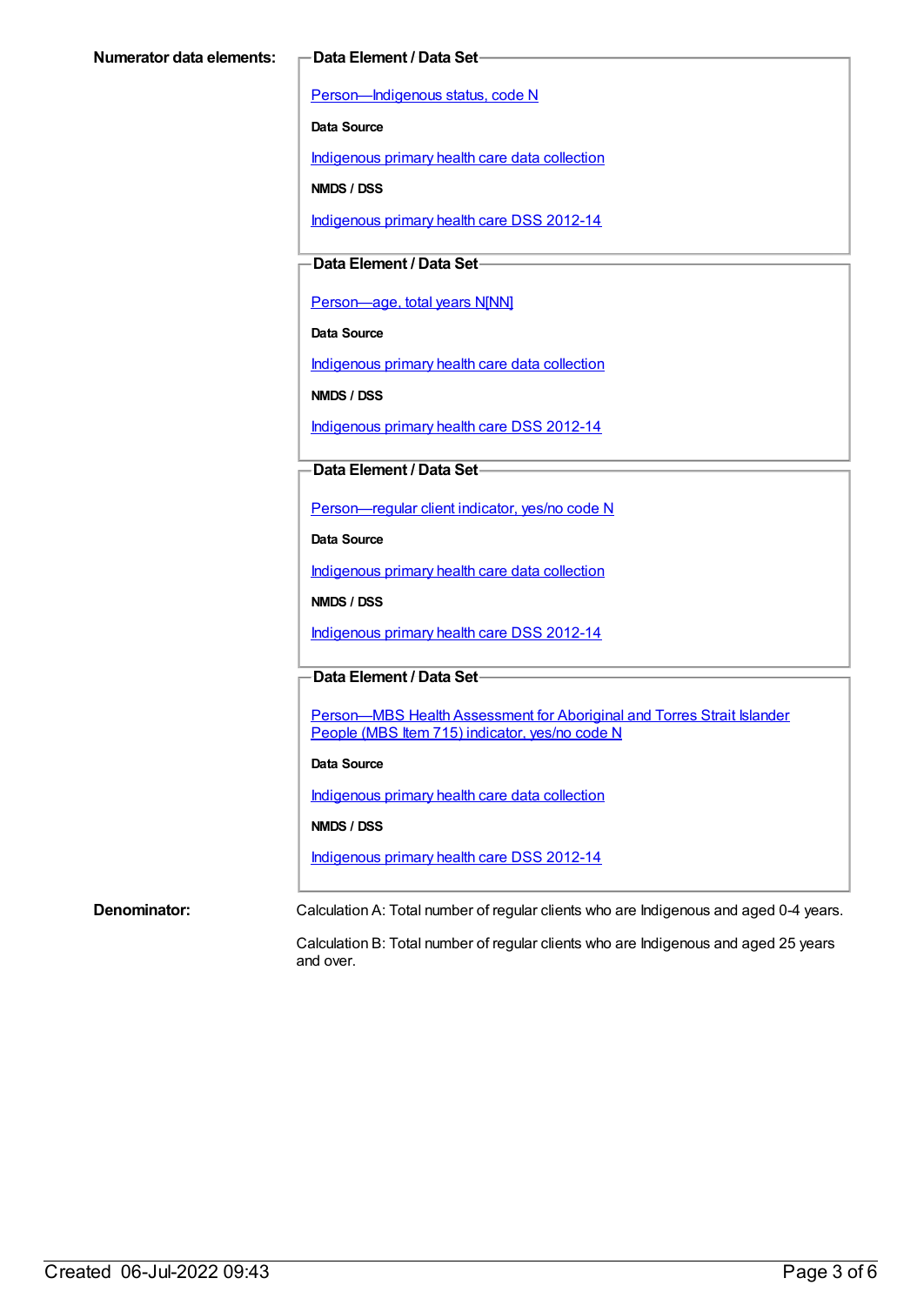**Numerator data elements:**

**Data Element / Data Set**

Person—Indigenous status, code N

**Data Source**

Indigenous primary health care data collection

**NMDS / DSS**

Indigenous primary health care DSS 2012-14

**Data Element / Data Set**

Person—age, total years N[NN]

**Data Source**

Indigenous primary health care data collection

**NMDS / DSS**

Indigenous primary health care DSS 2012-14

**Data Element / Data Set**

Person—regular client indicator, yes/no code N

**Data Source**

Indigenous primary health care data collection

**NMDS / DSS**

Indigenous primary health care DSS 2012-14

**Data Element / Data Set**

Person—MBS Health Assessment for Aboriginal and Torres Strait Islander People (MBS Item 715) indicator, yes/no code N

**Data Source**

Indigenous primary health care data collection

**NMDS / DSS**

Indigenous primary health care DSS 2012-14

**Denominator:**

Calculation A: Total number of regular clients who are Indigenous and aged 0-4 years.

Calculation B: Total number of regular clients who are Indigenous and aged 25 years and over.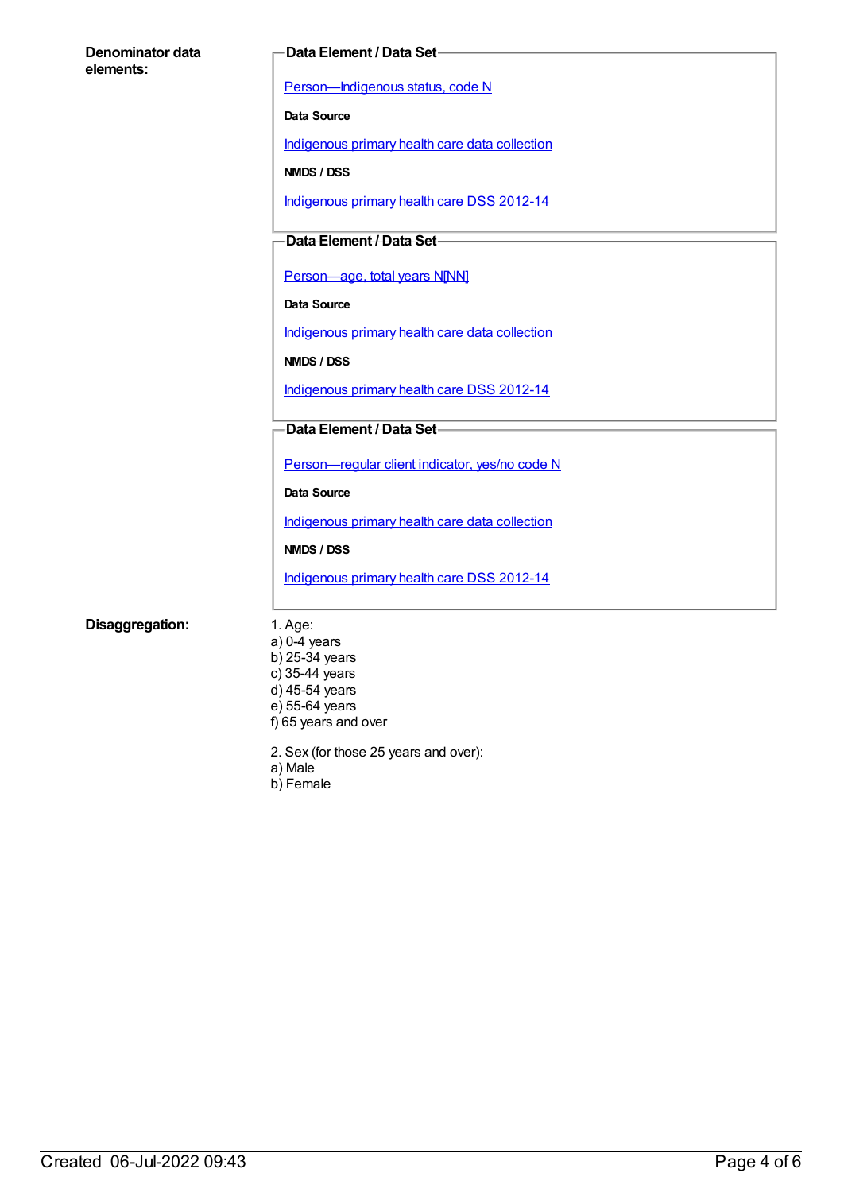**Denominator data elements:**

**Data Element / Data Set**

Person—Indigenous status, code N

**Data Source**

Indigenous primary health care data collection

**NMDS / DSS**

Indigenous primary health care DSS 2012-14

**Data Element / Data Set**

Person—age, total years N[NN]

**Data Source**

Indigenous primary health care data collection

**NMDS / DSS**

Indigenous primary health care DSS 2012-14

**Data Element / Data Set**

Person—regular client indicator, yes/no code N

**Data Source**

Indigenous primary health care data collection

**NMDS / DSS**

Indigenous primary health care DSS 2012-14

**Disaggregation:**

1. Age:
a) 0-4 years
b) 25-34 years
c) 35-44 years
d) 45-54 years
e) 55-64 years
f) 65 years and over

2. Sex (for those 25 years and over):
a) Male
b) Female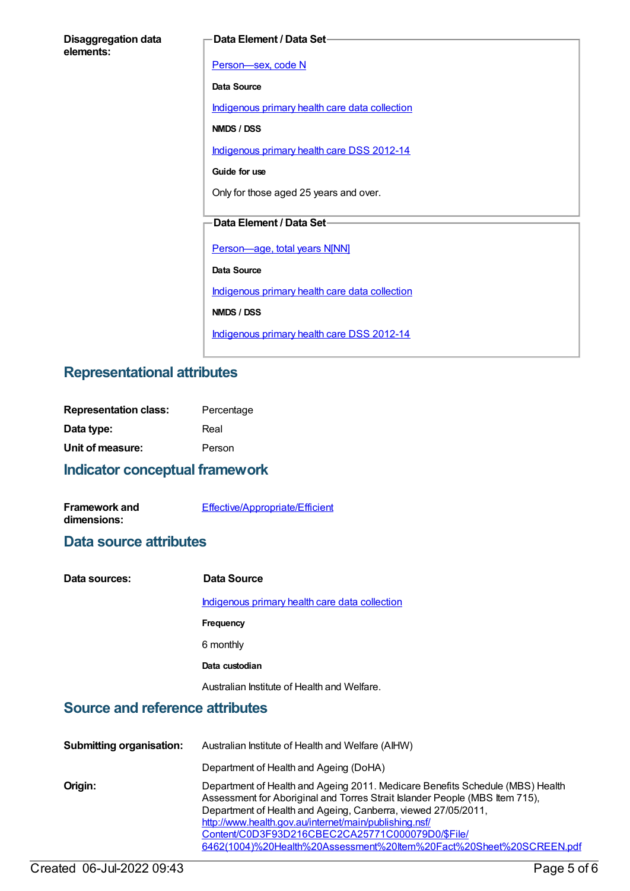**Disaggregation data elements:**

**Data Element / Data Set**

[Person—sex, code N]

**Data Source**

[Indigenous primary health care data collection]

**NMDS / DSS**

[Indigenous primary health care DSS 2012-14]

**Guide for use**

Only for those aged 25 years and over.

**Data Element / Data Set**

[Person—age, total years N[NN]]

**Data Source**

[Indigenous primary health care data collection]

**NMDS / DSS**

[Indigenous primary health care DSS 2012-14]

## Representational attributes

**Representation class:** Percentage

**Data type:** Real

**Unit of measure:** Person

## Indicator conceptual framework

**Framework and dimensions:** [Effective/Appropriate/Efficient]

## Data source attributes

**Data sources:**

**Data Source**

[Indigenous primary health care data collection]

**Frequency**

6 monthly

**Data custodian**

Australian Institute of Health and Welfare.

## Source and reference attributes

**Submitting organisation:** Australian Institute of Health and Welfare (AIHW)

Department of Health and Ageing (DoHA)

**Origin:** Department of Health and Ageing 2011. Medicare Benefits Schedule (MBS) Health Assessment for Aboriginal and Torres Strait Islander People (MBS Item 715), Department of Health and Ageing, Canberra, viewed 27/05/2011, http://www.health.gov.au/internet/main/publishing.nsf/Content/C0D3F93D216CBEC2CA25771C000079D0/$File/6462(1004)%20Health%20Assessment%20Item%20Fact%20Sheet%20SCREEN.pdf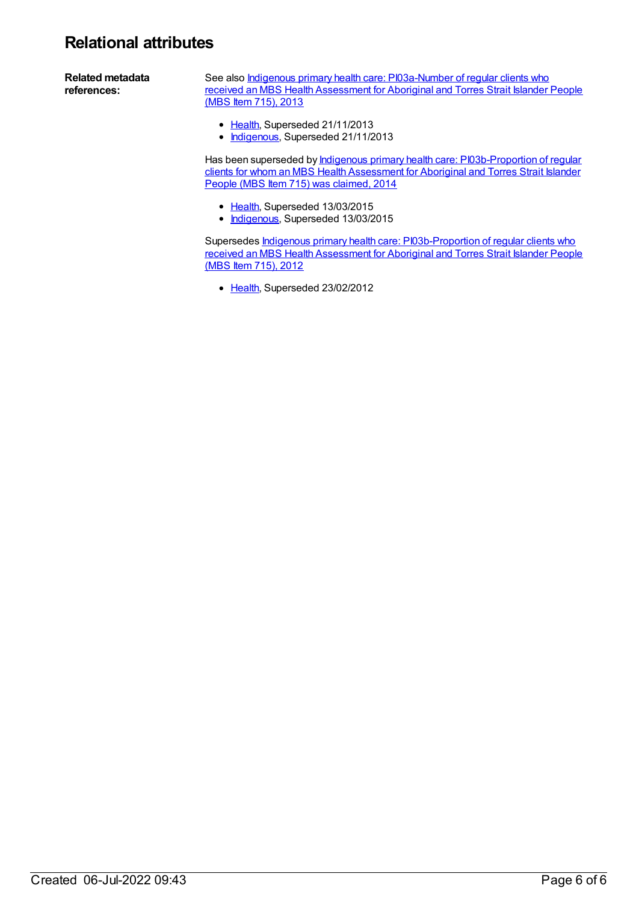## Relational attributes

**Related metadata references:**

See also Indigenous primary health care: PI03a-Number of regular clients who received an MBS Health Assessment for Aboriginal and Torres Strait Islander People (MBS Item 715), 2013

- Health, Superseded 21/11/2013
- Indigenous, Superseded 21/11/2013

Has been superseded by Indigenous primary health care: PI03b-Proportion of regular clients for whom an MBS Health Assessment for Aboriginal and Torres Strait Islander People (MBS Item 715) was claimed, 2014

- Health, Superseded 13/03/2015
- Indigenous, Superseded 13/03/2015

Supersedes Indigenous primary health care: PI03b-Proportion of regular clients who received an MBS Health Assessment for Aboriginal and Torres Strait Islander People (MBS Item 715), 2012

- Health, Superseded 23/02/2012